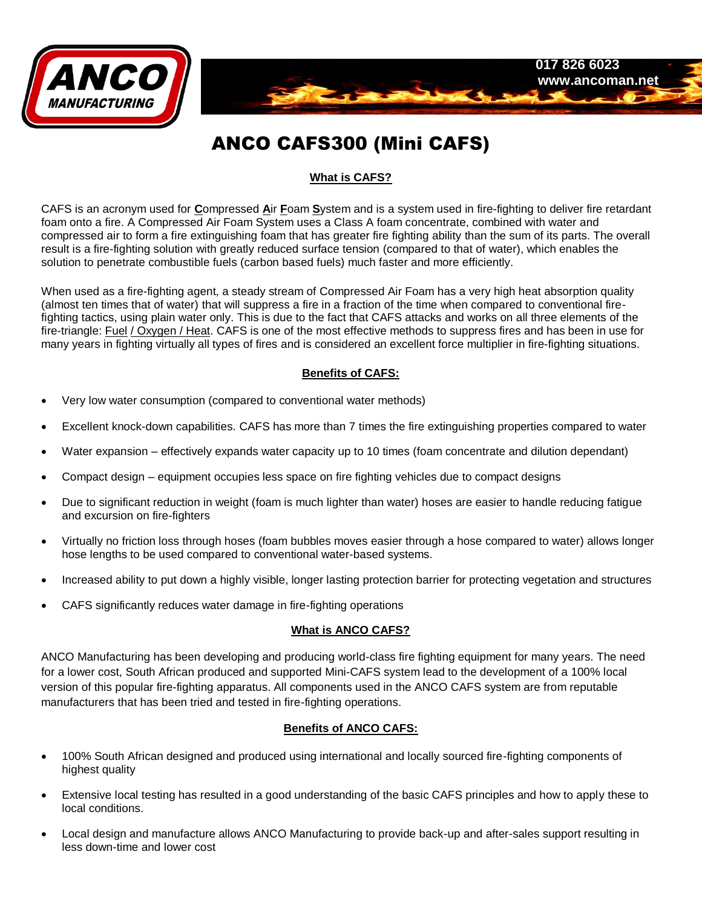# ANCO CAFS300 (Mini CAFS)

## What is CAFS?

CAFS is an acronym used for **C**ompressed **A**ir **F**oam **S**ystem and is a system used in fire-fighting to deliver fire retardant foam onto a fire. A Compressed Air Foam System uses a Class A foam concentrate, combined with water and compressed air to form a fire extinguishing foam that has greater fire fighting ability than the sum of its parts. The overall result is a fire-fighting solution with greatly reduced surface tension (compared to that of water), which enables the solution to penetrate combustible fuels (carbon based fuels) much faster and more efficiently.

When used as a fire-fighting agent, a steady stream of Compressed Air Foam has a very high heat absorption quality (almost ten times that of water) that will suppress a fire in a fraction of the time when compared to conventional fire-fighting tactics, using plain water only. This is due to the fact that CAFS attacks and works on all three elements of the fire-triangle: Fuel / Oxygen / Heat. CAFS is one of the most effective methods to suppress fires and has been in use for many years in fighting virtually all types of fires and is considered an excellent force multiplier in fire-fighting situations.

## Benefits of CAFS:

- Very low water consumption (compared to conventional water methods)
- Excellent knock-down capabilities. CAFS has more than 7 times the fire extinguishing properties compared to water
- Water expansion – effectively expands water capacity up to 10 times (foam concentrate and dilution dependant)
- Compact design – equipment occupies less space on fire fighting vehicles due to compact designs
- Due to significant reduction in weight (foam is much lighter than water) hoses are easier to handle reducing fatigue and excursion on fire-fighters
- Virtually no friction loss through hoses (foam bubbles moves easier through a hose compared to water) allows longer hose lengths to be used compared to conventional water-based systems.
- Increased ability to put down a highly visible, longer lasting protection barrier for protecting vegetation and structures
- CAFS significantly reduces water damage in fire-fighting operations

## What is ANCO CAFS?

ANCO Manufacturing has been developing and producing world-class fire fighting equipment for many years. The need for a lower cost, South African produced and supported Mini-CAFS system lead to the development of a 100% local version of this popular fire-fighting apparatus. All components used in the ANCO CAFS system are from reputable manufacturers that has been tried and tested in fire-fighting operations.

## Benefits of ANCO CAFS:

- 100% South African designed and produced using international and locally sourced fire-fighting components of highest quality
- Extensive local testing has resulted in a good understanding of the basic CAFS principles and how to apply these to local conditions.
- Local design and manufacture allows ANCO Manufacturing to provide back-up and after-sales support resulting in less down-time and lower cost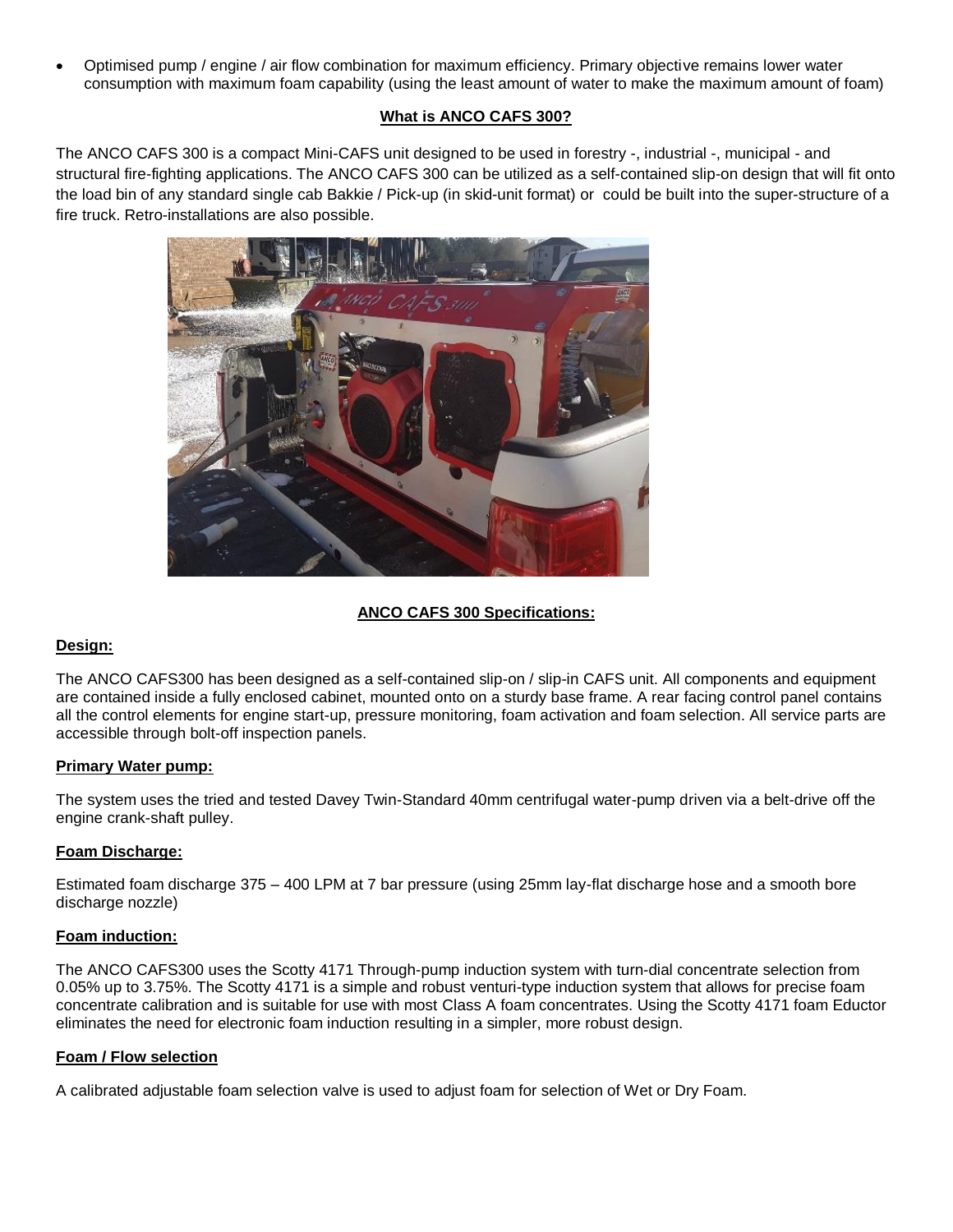- Optimised pump / engine / air flow combination for maximum efficiency. Primary objective remains lower water consumption with maximum foam capability (using the least amount of water to make the maximum amount of foam)

## What is ANCO CAFS 300?

The ANCO CAFS 300 is a compact Mini-CAFS unit designed to be used in forestry -, industrial -, municipal - and structural fire-fighting applications. The ANCO CAFS 300 can be utilized as a self-contained slip-on design that will fit onto the load bin of any standard single cab Bakkie / Pick-up (in skid-unit format) or could be built into the super-structure of a fire truck. Retro-installations are also possible.

## ANCO CAFS 300 Specifications:

### Design:

The ANCO CAFS300 has been designed as a self-contained slip-on / slip-in CAFS unit. All components and equipment are contained inside a fully enclosed cabinet, mounted onto on a sturdy base frame. A rear facing control panel contains all the control elements for engine start-up, pressure monitoring, foam activation and foam selection. All service parts are accessible through bolt-off inspection panels.

### Primary Water pump:

The system uses the tried and tested Davey Twin-Standard 40mm centrifugal water-pump driven via a belt-drive off the engine crank-shaft pulley.

### Foam Discharge:

Estimated foam discharge 375 – 400 LPM at 7 bar pressure (using 25mm lay-flat discharge hose and a smooth bore discharge nozzle)

### Foam induction:

The ANCO CAFS300 uses the Scotty 4171 Through-pump induction system with turn-dial concentrate selection from 0.05% up to 3.75%. The Scotty 4171 is a simple and robust venturi-type induction system that allows for precise foam concentrate calibration and is suitable for use with most Class A foam concentrates. Using the Scotty 4171 foam Eductor eliminates the need for electronic foam induction resulting in a simpler, more robust design.

### Foam / Flow selection

A calibrated adjustable foam selection valve is used to adjust foam for selection of Wet or Dry Foam.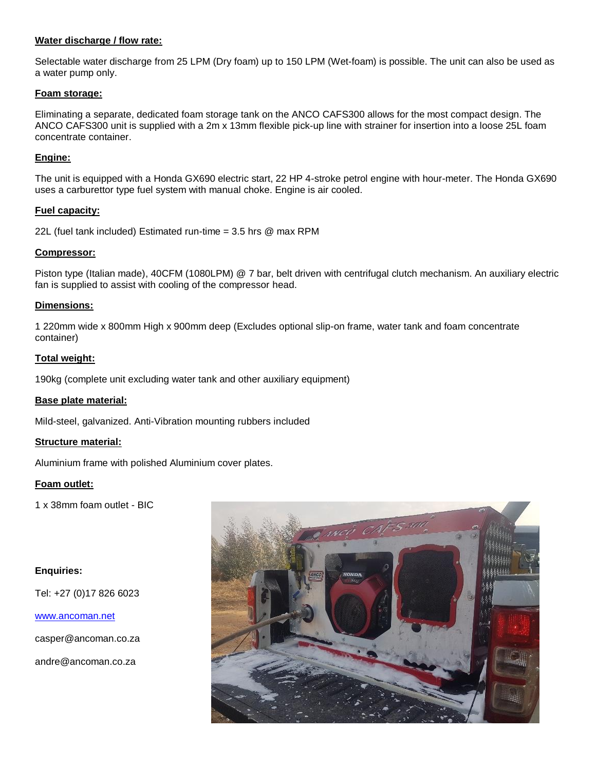**Water discharge / flow rate:**

Selectable water discharge from 25 LPM (Dry foam) up to 150 LPM (Wet-foam) is possible. The unit can also be used as a water pump only.

**Foam storage:**

Eliminating a separate, dedicated foam storage tank on the ANCO CAFS300 allows for the most compact design. The ANCO CAFS300 unit is supplied with a 2m x 13mm flexible pick-up line with strainer for insertion into a loose 25L foam concentrate container.

**Engine:**

The unit is equipped with a Honda GX690 electric start, 22 HP 4-stroke petrol engine with hour-meter. The Honda GX690 uses a carburettor type fuel system with manual choke. Engine is air cooled.

**Fuel capacity:**

22L (fuel tank included) Estimated run-time = 3.5 hrs @ max RPM

**Compressor:**

Piston type (Italian made), 40CFM (1080LPM) @ 7 bar, belt driven with centrifugal clutch mechanism. An auxiliary electric fan is supplied to assist with cooling of the compressor head.

**Dimensions:**

1 220mm wide x 800mm High x 900mm deep (Excludes optional slip-on frame, water tank and foam concentrate container)

**Total weight:**

190kg (complete unit excluding water tank and other auxiliary equipment)

**Base plate material:**

Mild-steel, galvanized. Anti-Vibration mounting rubbers included

**Structure material:**

Aluminium frame with polished Aluminium cover plates.

**Foam outlet:**

1 x 38mm foam outlet - BIC

**Enquiries:**

Tel: +27 (0)17 826 6023

www.ancoman.net

casper@ancoman.co.za

andre@ancoman.co.za